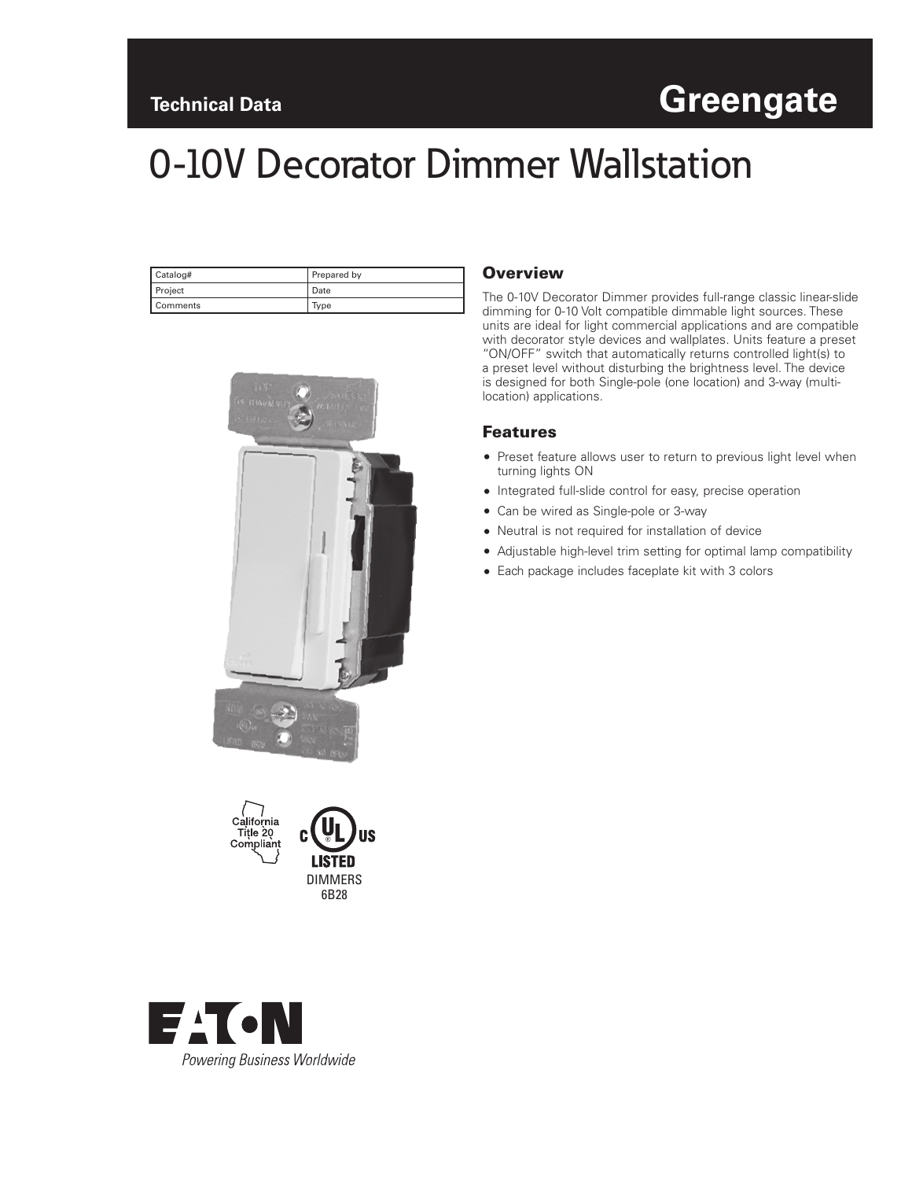**Technical Data** **Greengate**

# 0-10V Decorator Dimmer Wallstation

| Catalog# | Prepared by |
| --- | --- |
| Project | Date |
| Comments | Type |

California Title 20 Compliant

c UL US LISTED DIMMERS 6B28

## Overview

The 0-10V Decorator Dimmer provides full-range classic linear-slide dimming for 0-10 Volt compatible dimmable light sources. These units are ideal for light commercial applications and are compatible with decorator style devices and wallplates. Units feature a preset "ON/OFF" switch that automatically returns controlled light(s) to a preset level without disturbing the brightness level. The device is designed for both Single-pole (one location) and 3-way (multi-location) applications.

## Features

- Preset feature allows user to return to previous light level when turning lights ON
- Integrated full-slide control for easy, precise operation
- Can be wired as Single-pole or 3-way
- Neutral is not required for installation of device
- Adjustable high-level trim setting for optimal lamp compatibility
- Each package includes faceplate kit with 3 colors

EATON
*Powering Business Worldwide*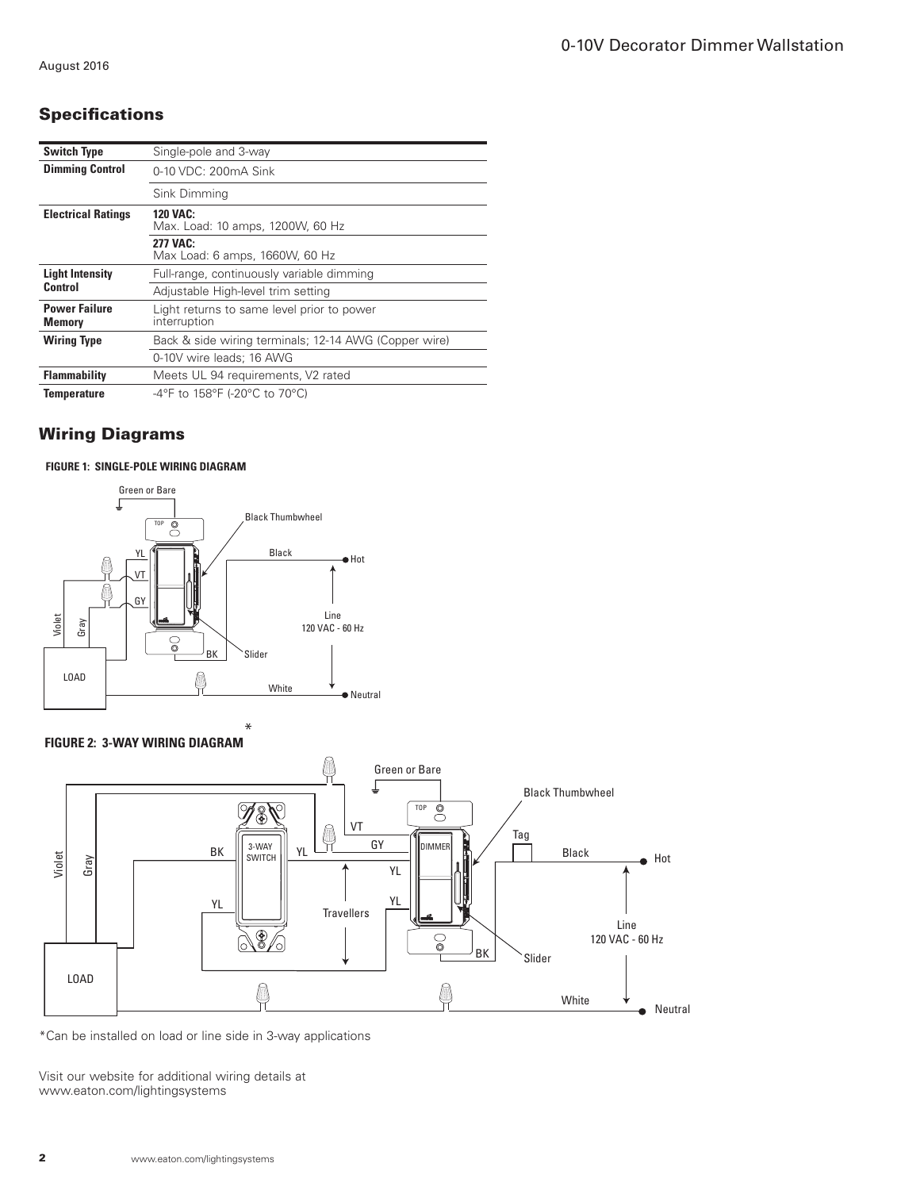## Specifications

| | |
|---|---|
| **Switch Type** | Single-pole and 3-way |
| **Dimming Control** | 0-10 VDC: 200mA Sink |
| | Sink Dimming |
| **Electrical Ratings** | **120 VAC:** Max. Load: 10 amps, 1200W, 60 Hz |
| | **277 VAC:** Max Load: 6 amps, 1660W, 60 Hz |
| **Light Intensity Control** | Full-range, continuously variable dimming |
| | Adjustable High-level trim setting |
| **Power Failure Memory** | Light returns to same level prior to power interruption |
| **Wiring Type** | Back & side wiring terminals; 12-14 AWG (Copper wire) |
| | 0-10V wire leads; 16 AWG |
| **Flammability** | Meets UL 94 requirements, V2 rated |
| **Temperature** | -4°F to 158°F (-20°C to 70°C) |

## Wiring Diagrams

**FIGURE 1: SINGLE-POLE WIRING DIAGRAM**

Green or Bare, Black Thumbwheel, YL, VT, GY, Black, Hot, Line 120 VAC - 60 Hz, Violet, Gray, BK, Slider, LOAD, White, Neutral

**FIGURE 2: 3-WAY WIRING DIAGRAM** *

Green or Bare, Black Thumbwheel, VT, GY, Tag, Black, Hot, BK, 3-WAY SWITCH, YL, DIMMER, YL, Violet, Gray, YL, Travellers, YL, Line 120 VAC - 60 Hz, BK, Slider, LOAD, White, Neutral

*Can be installed on load or line side in 3-way applications

Visit our website for additional wiring details at www.eaton.com/lightingsystems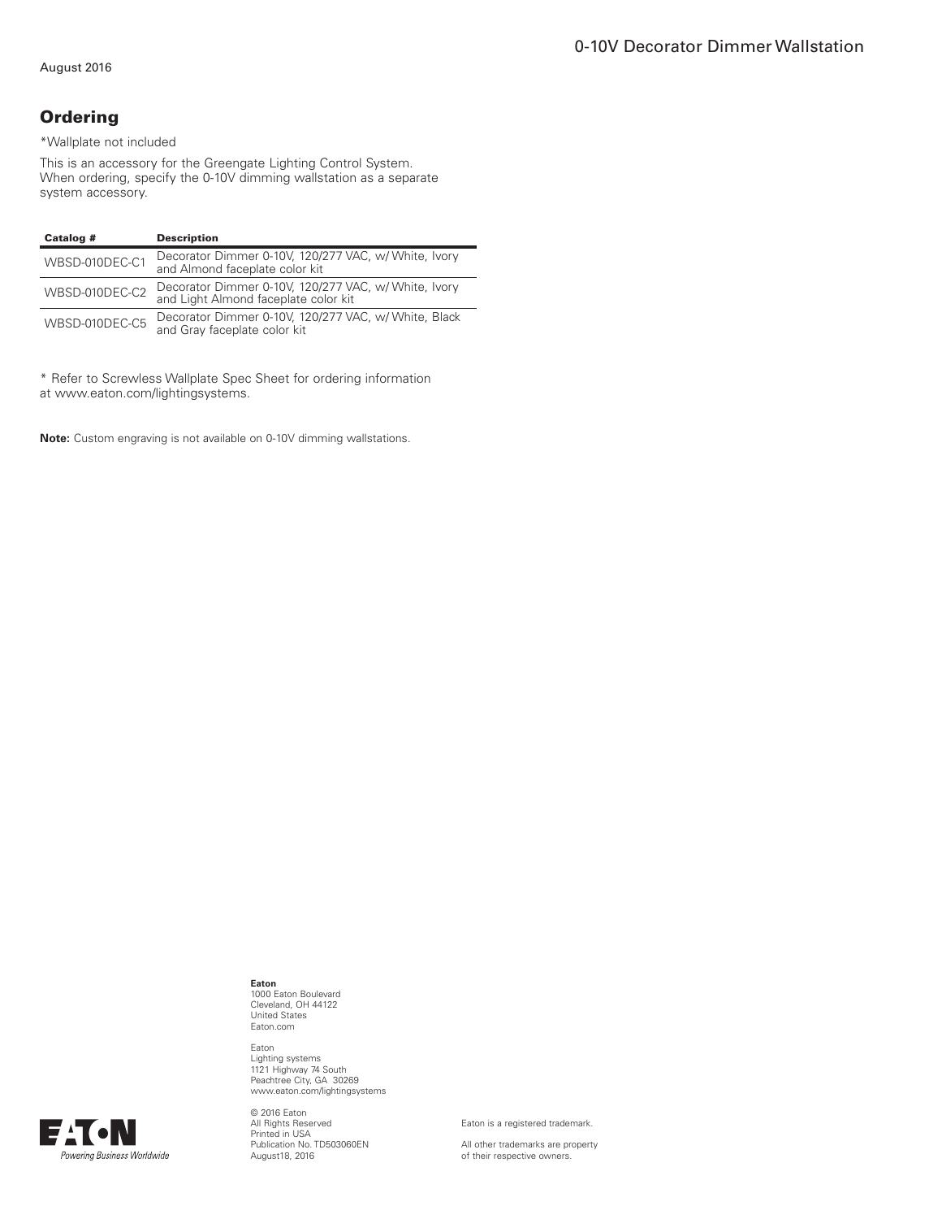## Ordering

*Wallplate not included

This is an accessory for the Greengate Lighting Control System. When ordering, specify the 0-10V dimming wallstation as a separate system accessory.

| Catalog # | Description |
|---|---|
| WBSD-010DEC-C1 | Decorator Dimmer 0-10V, 120/277 VAC, w/ White, Ivory and Almond faceplate color kit |
| WBSD-010DEC-C2 | Decorator Dimmer 0-10V, 120/277 VAC, w/ White, Ivory and Light Almond faceplate color kit |
| WBSD-010DEC-C5 | Decorator Dimmer 0-10V, 120/277 VAC, w/ White, Black and Gray faceplate color kit |

* Refer to Screwless Wallplate Spec Sheet for ordering information at www.eaton.com/lightingsystems.

**Note:** Custom engraving is not available on 0-10V dimming wallstations.

**Eaton**
1000 Eaton Boulevard
Cleveland, OH 44122
United States
Eaton.com

Eaton
Lighting systems
1121 Highway 74 South
Peachtree City, GA 30269
www.eaton.com/lightingsystems

© 2016 Eaton
All Rights Reserved
Printed in USA
Publication No. TD503060EN
August18, 2016

Eaton is a registered trademark.

All other trademarks are property of their respective owners.

EATON
Powering Business Worldwide